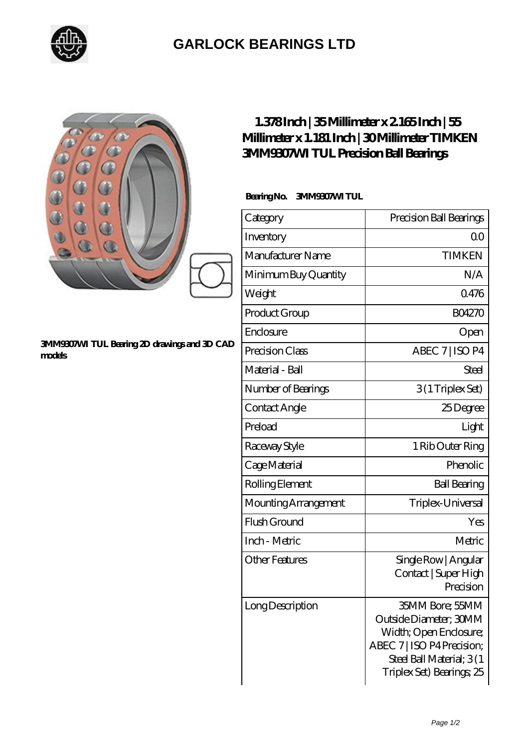# GARLOCK BEARINGS LTD

3MM9307WI TUL Bearing 2D drawings and 3D CAD models

## 1.378 Inch | 35 Millimeter x 2.165 Inch | 55 Millimeter x 1.181 Inch | 30 Millimeter TIMKEN 3MM9307WI TUL Precision Ball Bearings

**Bearing No. 3MM9307WI TUL**

| | |
|---|---|
| Category | Precision Ball Bearings |
| Inventory | 0.0 |
| Manufacturer Name | TIMKEN |
| Minimum Buy Quantity | N/A |
| Weight | 0.476 |
| Product Group | B04270 |
| Enclosure | Open |
| Precision Class | ABEC 7 \| ISO P4 |
| Material - Ball | Steel |
| Number of Bearings | 3 (1 Triplex Set) |
| Contact Angle | 25 Degree |
| Preload | Light |
| Raceway Style | 1 Rib Outer Ring |
| Cage Material | Phenolic |
| Rolling Element | Ball Bearing |
| Mounting Arrangement | Triplex-Universal |
| Flush Ground | Yes |
| Inch - Metric | Metric |
| Other Features | Single Row \| Angular Contact \| Super High Precision |
| Long Description | 35MM Bore; 55MM Outside Diameter; 30MM Width; Open Enclosure; ABEC 7 \| ISO P4 Precision; Steel Ball Material; 3 (1 Triplex Set) Bearings; 25 |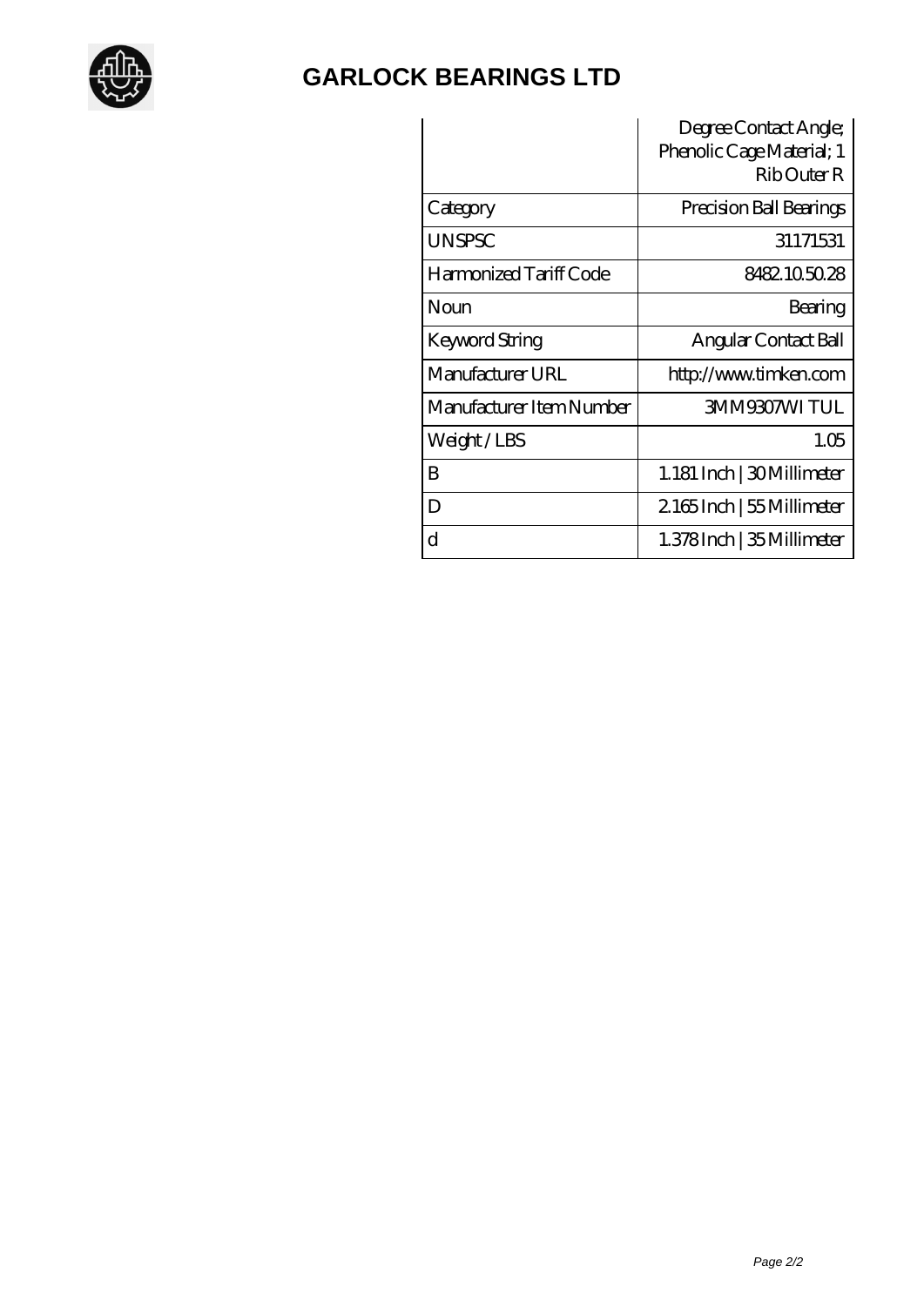# GARLOCK BEARINGS LTD

| | |
|---|---|
| | Degree Contact Angle; Phenolic Cage Material; 1 Rib Outer R |
| Category | Precision Ball Bearings |
| UNSPSC | 31171531 |
| Harmonized Tariff Code | 8482.10.50.28 |
| Noun | Bearing |
| Keyword String | Angular Contact Ball |
| Manufacturer URL | http://www.timken.com |
| Manufacturer Item Number | 3MM9307WI TUL |
| Weight / LBS | 1.05 |
| B | 1.181 Inch \| 30 Millimeter |
| D | 2.165 Inch \| 55 Millimeter |
| d | 1.378 Inch \| 35 Millimeter |